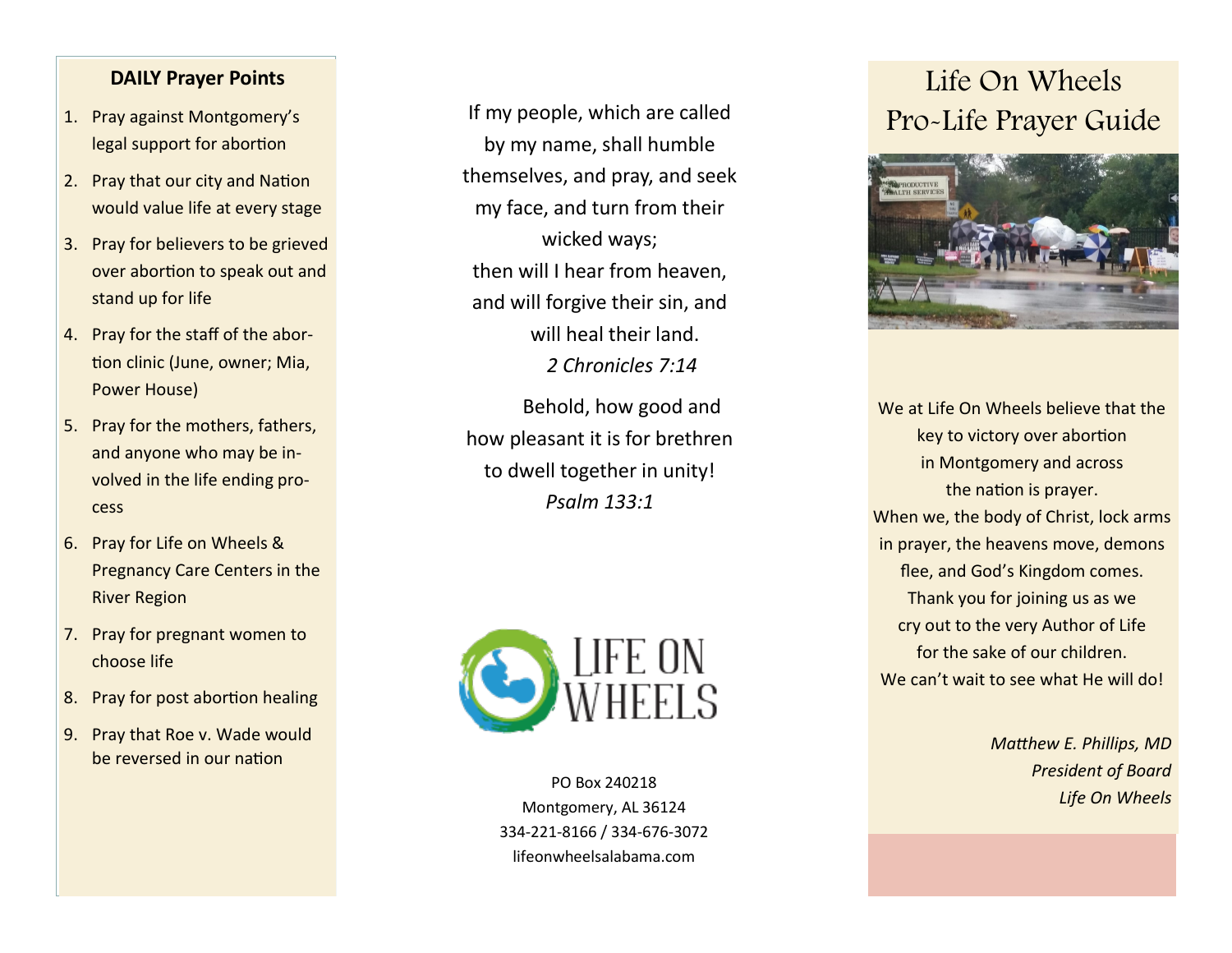**DAILY Prayer Points**

1. Pray against Montgomery's legal support for abortion
2. Pray that our city and Nation would value life at every stage
3. Pray for believers to be grieved over abortion to speak out and stand up for life
4. Pray for the staff of the abortion clinic (June, owner; Mia, Power House)
5. Pray for the mothers, fathers, and anyone who may be involved in the life ending process
6. Pray for Life on Wheels & Pregnancy Care Centers in the River Region
7. Pray for pregnant women to choose life
8. Pray for post abortion healing
9. Pray that Roe v. Wade would be reversed in our nation

If my people, which are called by my name, shall humble themselves, and pray, and seek my face, and turn from their wicked ways;
then will I hear from heaven, and will forgive their sin, and will heal their land.
*2 Chronicles 7:14*

Behold, how good and how pleasant it is for brethren to dwell together in unity!
*Psalm 133:1*

LIFE ON WHEELS

PO Box 240218
Montgomery, AL 36124
334-221-8166 / 334-676-3072
lifeonwheelsalabama.com

# Life On Wheels Pro-Life Prayer Guide

We at Life On Wheels believe that the key to victory over abortion in Montgomery and across the nation is prayer.
When we, the body of Christ, lock arms in prayer, the heavens move, demons flee, and God's Kingdom comes.
Thank you for joining us as we cry out to the very Author of Life for the sake of our children.
We can't wait to see what He will do!

*Matthew E. Phillips, MD*
*President of Board*
*Life On Wheels*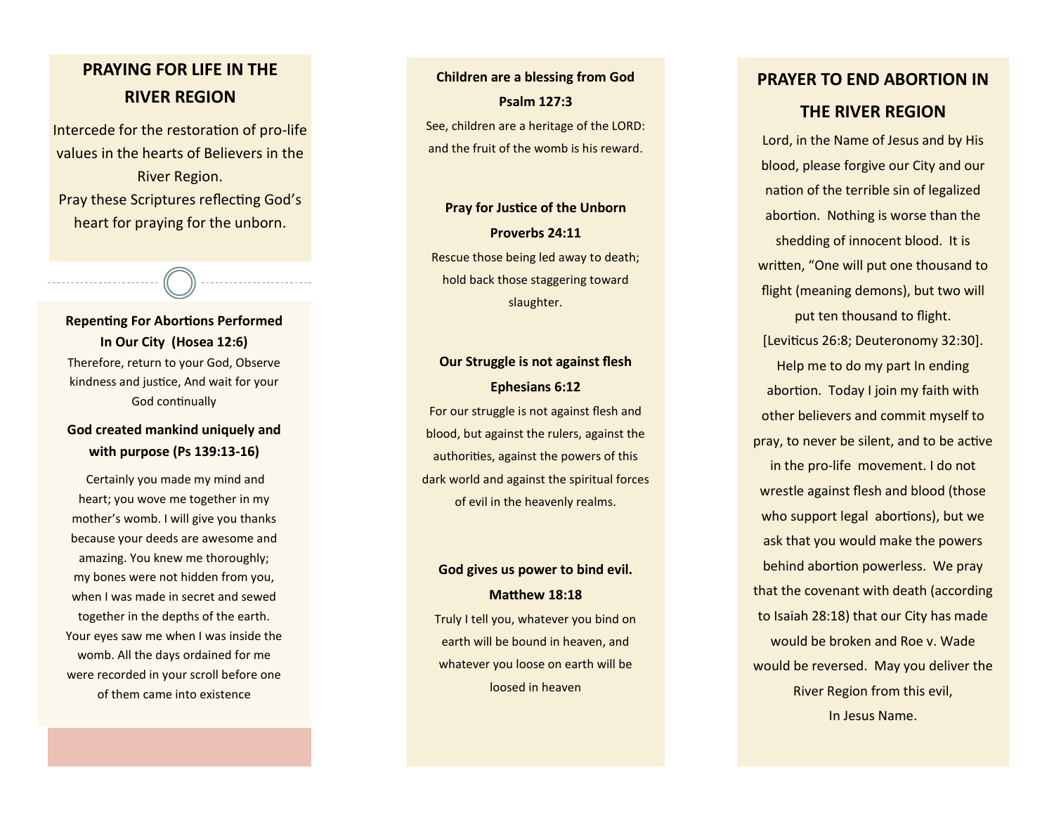# PRAYING FOR LIFE IN THE RIVER REGION

Intercede for the restoration of pro-life values in the hearts of Believers in the River Region.
Pray these Scriptures reflecting God's heart for praying for the unborn.

**Repenting For Abortions Performed In Our City (Hosea 12:6)**

Therefore, return to your God, Observe kindness and justice, And wait for your God continually

**God created mankind uniquely and with purpose (Ps 139:13-16)**

Certainly you made my mind and heart; you wove me together in my mother's womb. I will give you thanks because your deeds are awesome and amazing. You knew me thoroughly; my bones were not hidden from you, when I was made in secret and sewed together in the depths of the earth. Your eyes saw me when I was inside the womb. All the days ordained for me were recorded in your scroll before one of them came into existence

**Children are a blessing from God Psalm 127:3**

See, children are a heritage of the LORD: and the fruit of the womb is his reward.

**Pray for Justice of the Unborn Proverbs 24:11**

Rescue those being led away to death; hold back those staggering toward slaughter.

**Our Struggle is not against flesh Ephesians 6:12**

For our struggle is not against flesh and blood, but against the rulers, against the authorities, against the powers of this dark world and against the spiritual forces of evil in the heavenly realms.

**God gives us power to bind evil. Matthew 18:18**

Truly I tell you, whatever you bind on earth will be bound in heaven, and whatever you loose on earth will be loosed in heaven

# PRAYER TO END ABORTION IN THE RIVER REGION

Lord, in the Name of Jesus and by His blood, please forgive our City and our nation of the terrible sin of legalized abortion. Nothing is worse than the shedding of innocent blood. It is written, "One will put one thousand to flight (meaning demons), but two will put ten thousand to flight. [Leviticus 26:8; Deuteronomy 32:30]. Help me to do my part In ending abortion. Today I join my faith with other believers and commit myself to pray, to never be silent, and to be active in the pro-life movement. I do not wrestle against flesh and blood (those who support legal abortions), but we ask that you would make the powers behind abortion powerless. We pray that the covenant with death (according to Isaiah 28:18) that our City has made would be broken and Roe v. Wade would be reversed. May you deliver the River Region from this evil,
In Jesus Name.